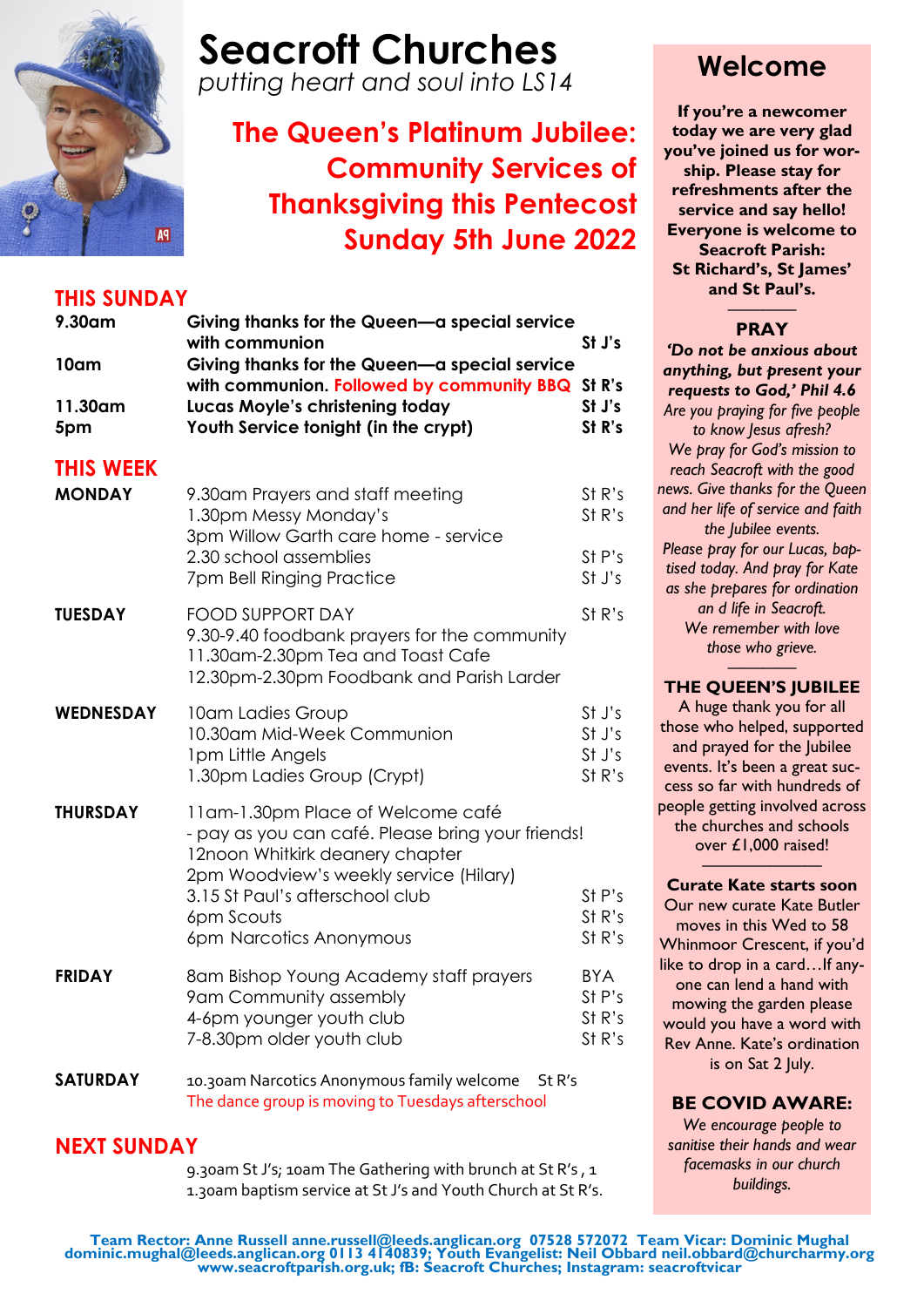# Seacroft Churches

*putting heart and soul into LS14*

## The Queen's Platinum Jubilee: Community Services of Thanksgiving this Pentecost Sunday 5th June 2022

## THIS SUNDAY

| | | |
|---|---|---|
| **9.30am** | **Giving thanks for the Queen—a special service with communion** | **St J's** |
| **10am** | **Giving thanks for the Queen—a special service with communion. Followed by community BBQ** | **St R's** |
| **11.30am** | **Lucas Moyle's christening today** | **St J's** |
| **5pm** | **Youth Service tonight (in the crypt)** | **St R's** |

## THIS WEEK

| | | |
|---|---|---|
| **MONDAY** | 9.30am Prayers and staff meeting | St R's |
| | 1.30pm Messy Monday's | St R's |
| | 3pm Willow Garth care home - service | |
| | 2.30 school assemblies | St P's |
| | 7pm Bell Ringing Practice | St J's |
| **TUESDAY** | FOOD SUPPORT DAY | St R's |
| | 9.30-9.40 foodbank prayers for the community | |
| | 11.30am-2.30pm Tea and Toast Cafe | |
| | 12.30pm-2.30pm Foodbank and Parish Larder | |
| **WEDNESDAY** | 10am Ladies Group | St J's |
| | 10.30am Mid-Week Communion | St J's |
| | 1pm Little Angels | St J's |
| | 1.30pm Ladies Group (Crypt) | St R's |
| **THURSDAY** | 11am-1.30pm Place of Welcome café - pay as you can café. Please bring your friends! | |
| | 12noon Whitkirk deanery chapter | |
| | 2pm Woodview's weekly service (Hilary) | |
| | 3.15 St Paul's afterschool club | St P's |
| | 6pm Scouts | St R's |
| | 6pm Narcotics Anonymous | St R's |
| **FRIDAY** | 8am Bishop Young Academy staff prayers | BYA |
| | 9am Community assembly | St P's |
| | 4-6pm younger youth club | St R's |
| | 7-8.30pm older youth club | St R's |
| **SATURDAY** | 10.30am Narcotics Anonymous family welcome | St R's |
| | The dance group is moving to Tuesdays afterschool | |

## NEXT SUNDAY

9.30am St J's; 10am The Gathering with brunch at St R's , 11.30am baptism service at St J's and Youth Church at St R's.

## Welcome

**If you're a newcomer today we are very glad you've joined us for worship. Please stay for refreshments after the service and say hello! Everyone is welcome to Seacroft Parish: St Richard's, St James' and St Paul's.**

### PRAY

***'Do not be anxious about anything, but present your requests to God,' Phil 4.6***

*Are you praying for five people to know Jesus afresh? We pray for God's mission to reach Seacroft with the good news. Give thanks for the Queen and her life of service and faith the Jubilee events. Please pray for our Lucas, baptised today. And pray for Kate as she prepares for ordination an d life in Seacroft. We remember with love those who grieve.*

### THE QUEEN'S JUBILEE

A huge thank you for all those who helped, supported and prayed for the Jubilee events. It's been a great success so far with hundreds of people getting involved across the churches and schools over £1,000 raised!

### Curate Kate starts soon

Our new curate Kate Butler moves in this Wed to 58 Whinmoor Crescent, if you'd like to drop in a card…If anyone can lend a hand with mowing the garden please would you have a word with Rev Anne. Kate's ordination is on Sat 2 July.

### BE COVID AWARE:

*We encourage people to sanitise their hands and wear facemasks in our church buildings.*

**Team Rector: Anne Russell anne.russell@leeds.anglican.org 07528 572072 Team Vicar: Dominic Mughal dominic.mughal@leeds.anglican.org 0113 4140839; Youth Evangelist: Neil Obbard neil.obbard@churcharmy.org www.seacroftparish.org.uk; fB: Seacroft Churches; Instagram: seacroftvicar**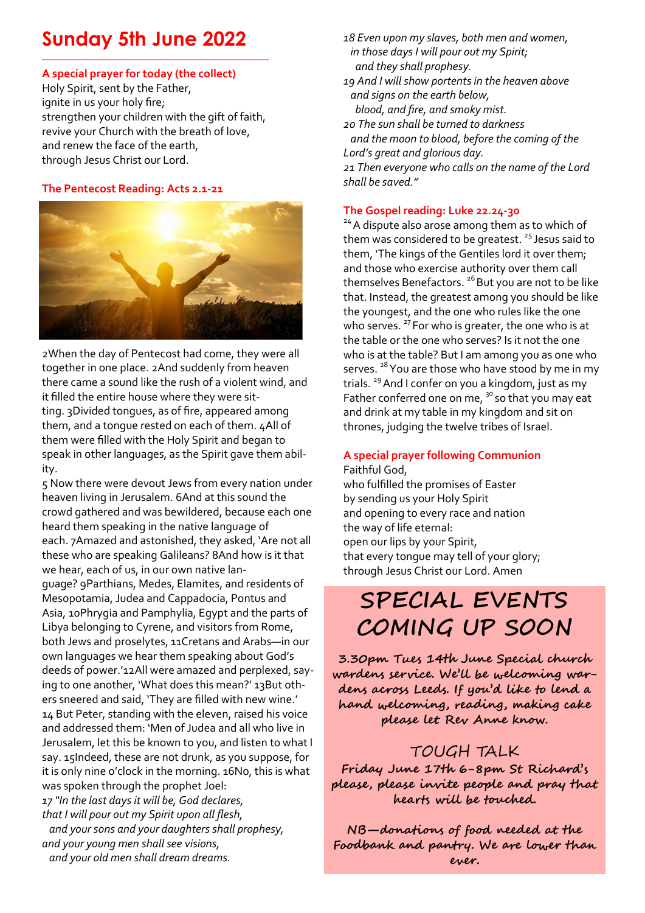# Sunday 5th June 2022

### A special prayer for today (the collect)

Holy Spirit, sent by the Father,
ignite in us your holy fire;
strengthen your children with the gift of faith,
revive your Church with the breath of love,
and renew the face of the earth,
through Jesus Christ our Lord.

### The Pentecost Reading: Acts 2.1-21

2When the day of Pentecost had come, they were all together in one place. 2And suddenly from heaven there came a sound like the rush of a violent wind, and it filled the entire house where they were sitting. 3Divided tongues, as of fire, appeared among them, and a tongue rested on each of them. 4All of them were filled with the Holy Spirit and began to speak in other languages, as the Spirit gave them ability.

5 Now there were devout Jews from every nation under heaven living in Jerusalem. 6And at this sound the crowd gathered and was bewildered, because each one heard them speaking in the native language of each. 7Amazed and astonished, they asked, 'Are not all these who are speaking Galileans? 8And how is it that we hear, each of us, in our own native language? 9Parthians, Medes, Elamites, and residents of Mesopotamia, Judea and Cappadocia, Pontus and Asia, 10Phrygia and Pamphylia, Egypt and the parts of Libya belonging to Cyrene, and visitors from Rome, both Jews and proselytes, 11Cretans and Arabs—in our own languages we hear them speaking about God's deeds of power.'12All were amazed and perplexed, saying to one another, 'What does this mean?' 13But others sneered and said, 'They are filled with new wine.'

14 But Peter, standing with the eleven, raised his voice and addressed them: 'Men of Judea and all who live in Jerusalem, let this be known to you, and listen to what I say. 15Indeed, these are not drunk, as you suppose, for it is only nine o'clock in the morning. 16No, this is what was spoken through the prophet Joel:

*17 "In the last days it will be, God declares,*
*that I will pour out my Spirit upon all flesh,*
*and your sons and your daughters shall prophesy,*
*and your young men shall see visions,*
*and your old men shall dream dreams.*
*18 Even upon my slaves, both men and women,*
*in those days I will pour out my Spirit;*
*and they shall prophesy.*
*19 And I will show portents in the heaven above*
*and signs on the earth below,*
*blood, and fire, and smoky mist.*
*20 The sun shall be turned to darkness*
*and the moon to blood, before the coming of the Lord's great and glorious day.*
*21 Then everyone who calls on the name of the Lord shall be saved."*

### The Gospel reading: Luke 22.24-30

[24] A dispute also arose among them as to which of them was considered to be greatest. [25] Jesus said to them, 'The kings of the Gentiles lord it over them; and those who exercise authority over them call themselves Benefactors. [26] But you are not to be like that. Instead, the greatest among you should be like the youngest, and the one who rules like the one who serves. [27] For who is greater, the one who is at the table or the one who serves? Is it not the one who is at the table? But I am among you as one who serves. [28] You are those who have stood by me in my trials. [29] And I confer on you a kingdom, just as my Father conferred one on me, [30] so that you may eat and drink at my table in my kingdom and sit on thrones, judging the twelve tribes of Israel.

### A special prayer following Communion

Faithful God,
who fulfilled the promises of Easter
by sending us your Holy Spirit
and opening to every race and nation
the way of life eternal:
open our lips by your Spirit,
that every tongue may tell of your glory;
through Jesus Christ our Lord. Amen

## SPECIAL EVENTS COMING UP SOON

**3.30pm Tues 14th June Special church wardens service. We'll be welcoming wardens across Leeds. If you'd like to lend a hand welcoming, reading, making cake please let Rev Anne know.**

### TOUGH TALK

**Friday June 17th 6-8pm St Richard's please, please invite people and pray that hearts will be touched.**

**NB—donations of food needed at the Foodbank and pantry. We are lower than ever.**